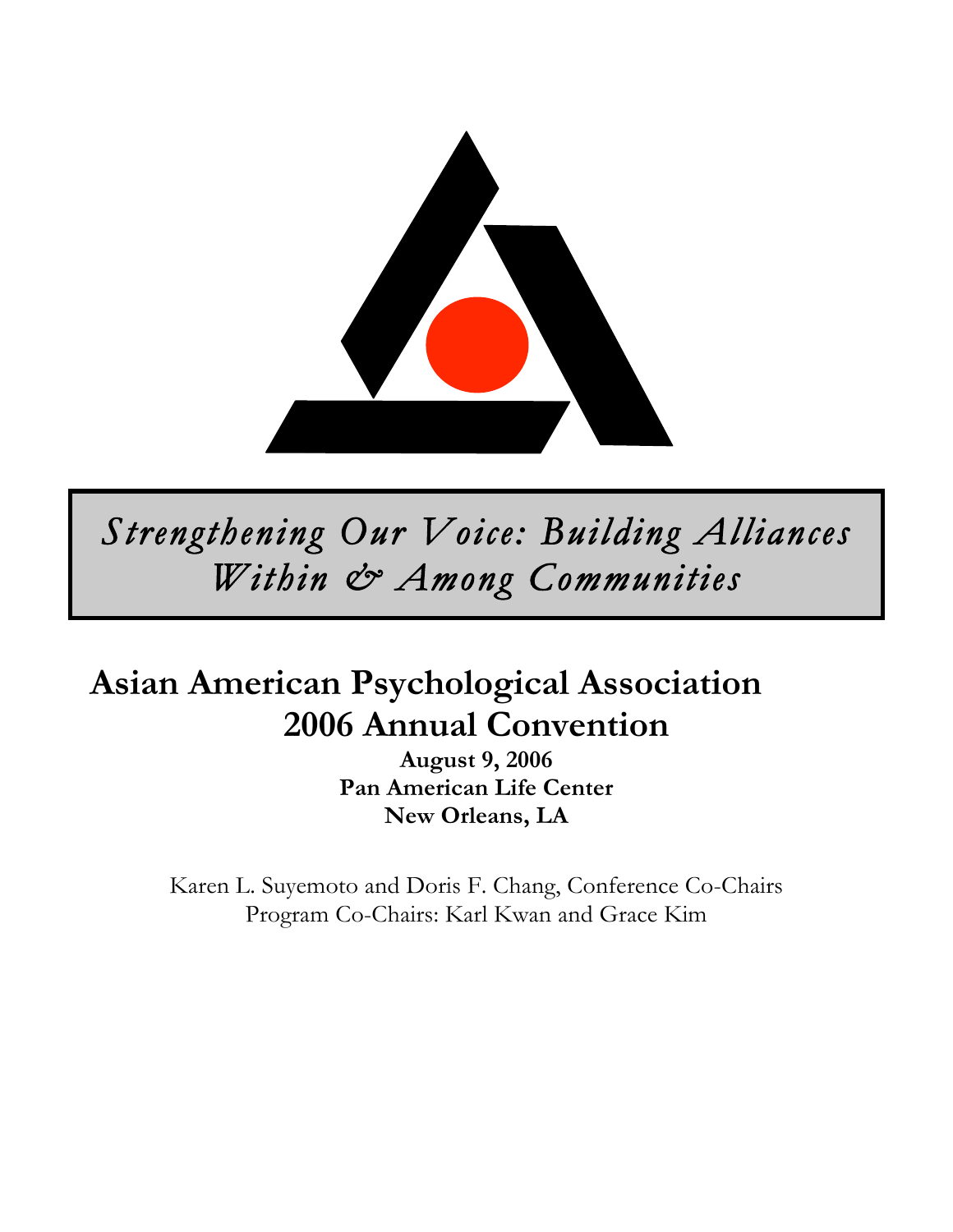*Strengthening Our Voice: Building Alliances Within & Among Communities*

# Asian American Psychological Association 2006 Annual Convention

**August 9, 2006**
**Pan American Life Center**
**New Orleans, LA**

Karen L. Suyemoto and Doris F. Chang, Conference Co-Chairs
Program Co-Chairs: Karl Kwan and Grace Kim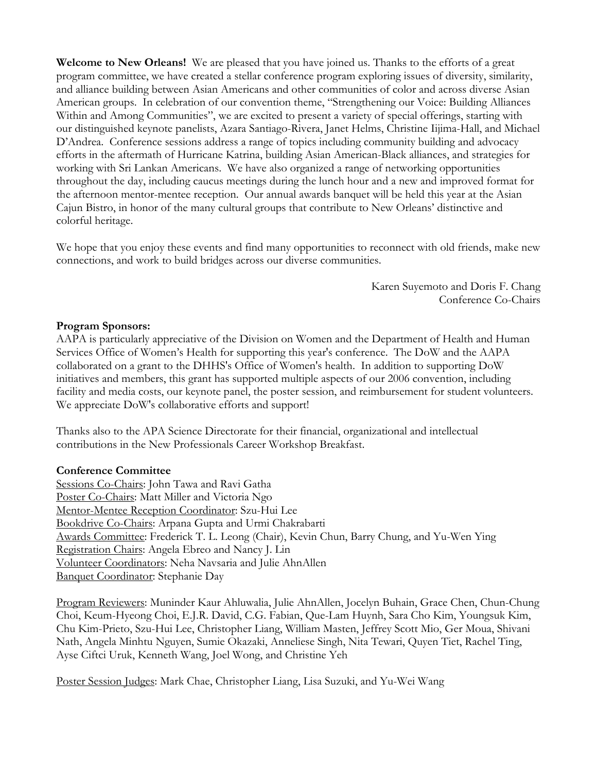**Welcome to New Orleans!** We are pleased that you have joined us. Thanks to the efforts of a great program committee, we have created a stellar conference program exploring issues of diversity, similarity, and alliance building between Asian Americans and other communities of color and across diverse Asian American groups. In celebration of our convention theme, "Strengthening our Voice: Building Alliances Within and Among Communities", we are excited to present a variety of special offerings, starting with our distinguished keynote panelists, Azara Santiago-Rivera, Janet Helms, Christine Iijima-Hall, and Michael D'Andrea. Conference sessions address a range of topics including community building and advocacy efforts in the aftermath of Hurricane Katrina, building Asian American-Black alliances, and strategies for working with Sri Lankan Americans. We have also organized a range of networking opportunities throughout the day, including caucus meetings during the lunch hour and a new and improved format for the afternoon mentor-mentee reception. Our annual awards banquet will be held this year at the Asian Cajun Bistro, in honor of the many cultural groups that contribute to New Orleans' distinctive and colorful heritage.

We hope that you enjoy these events and find many opportunities to reconnect with old friends, make new connections, and work to build bridges across our diverse communities.

Karen Suyemoto and Doris F. Chang
Conference Co-Chairs

**Program Sponsors:**

AAPA is particularly appreciative of the Division on Women and the Department of Health and Human Services Office of Women's Health for supporting this year's conference. The DoW and the AAPA collaborated on a grant to the DHHS's Office of Women's health. In addition to supporting DoW initiatives and members, this grant has supported multiple aspects of our 2006 convention, including facility and media costs, our keynote panel, the poster session, and reimbursement for student volunteers. We appreciate DoW's collaborative efforts and support!

Thanks also to the APA Science Directorate for their financial, organizational and intellectual contributions in the New Professionals Career Workshop Breakfast.

**Conference Committee**

Sessions Co-Chairs: John Tawa and Ravi Gatha
Poster Co-Chairs: Matt Miller and Victoria Ngo
Mentor-Mentee Reception Coordinator: Szu-Hui Lee
Bookdrive Co-Chairs: Arpana Gupta and Urmi Chakrabarti
Awards Committee: Frederick T. L. Leong (Chair), Kevin Chun, Barry Chung, and Yu-Wen Ying
Registration Chairs: Angela Ebreo and Nancy J. Lin
Volunteer Coordinators: Neha Navsaria and Julie AhnAllen
Banquet Coordinator: Stephanie Day

Program Reviewers: Muninder Kaur Ahluwalia, Julie AhnAllen, Jocelyn Buhain, Grace Chen, Chun-Chung Choi, Keum-Hyeong Choi, E.J.R. David, C.G. Fabian, Que-Lam Huynh, Sara Cho Kim, Youngsuk Kim, Chu Kim-Prieto, Szu-Hui Lee, Christopher Liang, William Masten, Jeffrey Scott Mio, Ger Moua, Shivani Nath, Angela Minhtu Nguyen, Sumie Okazaki, Anneliese Singh, Nita Tewari, Quyen Tiet, Rachel Ting, Ayse Ciftci Uruk, Kenneth Wang, Joel Wong, and Christine Yeh

Poster Session Judges: Mark Chae, Christopher Liang, Lisa Suzuki, and Yu-Wei Wang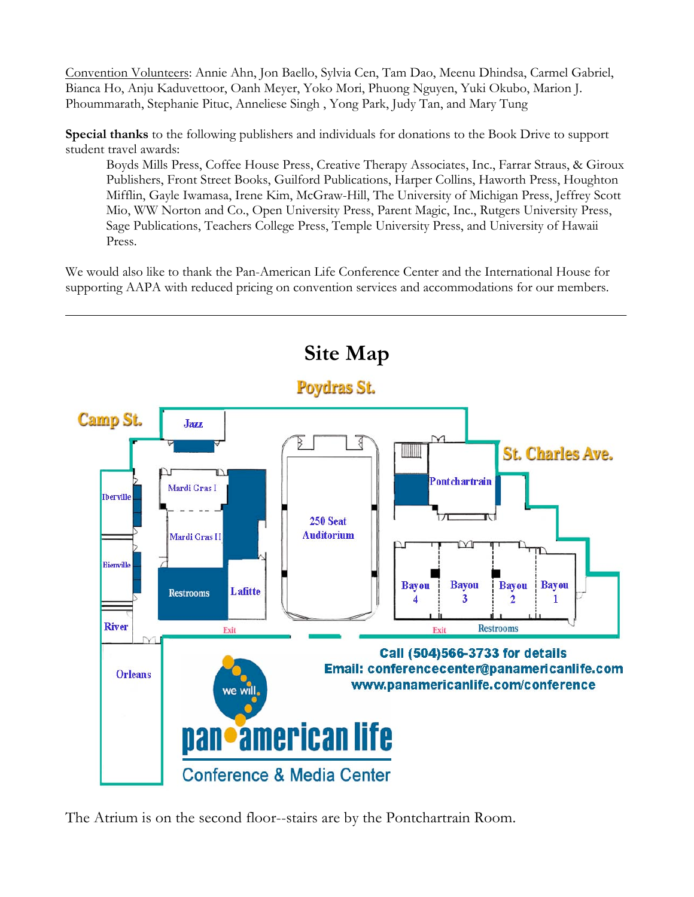Convention Volunteers: Annie Ahn, Jon Baello, Sylvia Cen, Tam Dao, Meenu Dhindsa, Carmel Gabriel, Bianca Ho, Anju Kaduvettoor, Oanh Meyer, Yoko Mori, Phuong Nguyen, Yuki Okubo, Marion J. Phoummarath, Stephanie Pituc, Anneliese Singh , Yong Park, Judy Tan, and Mary Tung

**Special thanks** to the following publishers and individuals for donations to the Book Drive to support student travel awards:

> Boyds Mills Press, Coffee House Press, Creative Therapy Associates, Inc., Farrar Straus, & Giroux Publishers, Front Street Books, Guilford Publications, Harper Collins, Haworth Press, Houghton Mifflin, Gayle Iwamasa, Irene Kim, McGraw-Hill, The University of Michigan Press, Jeffrey Scott Mio, WW Norton and Co., Open University Press, Parent Magic, Inc., Rutgers University Press, Sage Publications, Teachers College Press, Temple University Press, and University of Hawaii Press.

We would also like to thank the Pan-American Life Conference Center and the International House for supporting AAPA with reduced pricing on convention services and accommodations for our members.

---

# Site Map

Poydras St.

Camp St.

St. Charles Ave.

Jazz

Iberville

Mardi Gras I

Mardi Gras II

Bienville

Restrooms

Lafitte

250 Seat Auditorium

Pontchartrain

Bayou 4

Bayou 3

Bayou 2

Bayou 1

River

Exit

Exit

Restrooms

Orleans

Call (504)566-3733 for details
Email: conferencecenter@panamericanlife.com
www.panamericanlife.com/conference

we will.
pan american life
Conference & Media Center

The Atrium is on the second floor--stairs are by the Pontchartrain Room.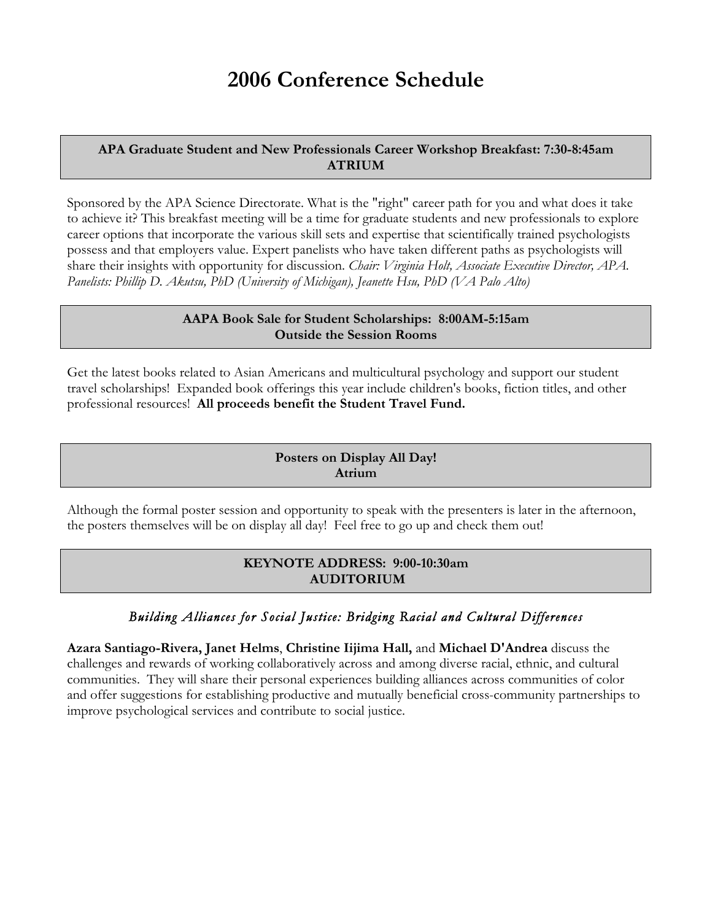# 2006 Conference Schedule

**APA Graduate Student and New Professionals Career Workshop Breakfast: 7:30-8:45am**
**ATRIUM**

Sponsored by the APA Science Directorate. What is the "right" career path for you and what does it take to achieve it? This breakfast meeting will be a time for graduate students and new professionals to explore career options that incorporate the various skill sets and expertise that scientifically trained psychologists possess and that employers value. Expert panelists who have taken different paths as psychologists will share their insights with opportunity for discussion. *Chair: Virginia Holt, Associate Executive Director, APA. Panelists: Phillip D. Akutsu, PhD (University of Michigan), Jeanette Hsu, PhD (VA Palo Alto)*

**AAPA Book Sale for Student Scholarships: 8:00AM-5:15am**
**Outside the Session Rooms**

Get the latest books related to Asian Americans and multicultural psychology and support our student travel scholarships! Expanded book offerings this year include children's books, fiction titles, and other professional resources! **All proceeds benefit the Student Travel Fund.**

**Posters on Display All Day!**
**Atrium**

Although the formal poster session and opportunity to speak with the presenters is later in the afternoon, the posters themselves will be on display all day! Feel free to go up and check them out!

**KEYNOTE ADDRESS: 9:00-10:30am**
**AUDITORIUM**

*Building Alliances for Social Justice: Bridging Racial and Cultural Differences*

**Azara Santiago-Rivera, Janet Helms**, **Christine Iijima Hall,** and **Michael D'Andrea** discuss the challenges and rewards of working collaboratively across and among diverse racial, ethnic, and cultural communities. They will share their personal experiences building alliances across communities of color and offer suggestions for establishing productive and mutually beneficial cross-community partnerships to improve psychological services and contribute to social justice.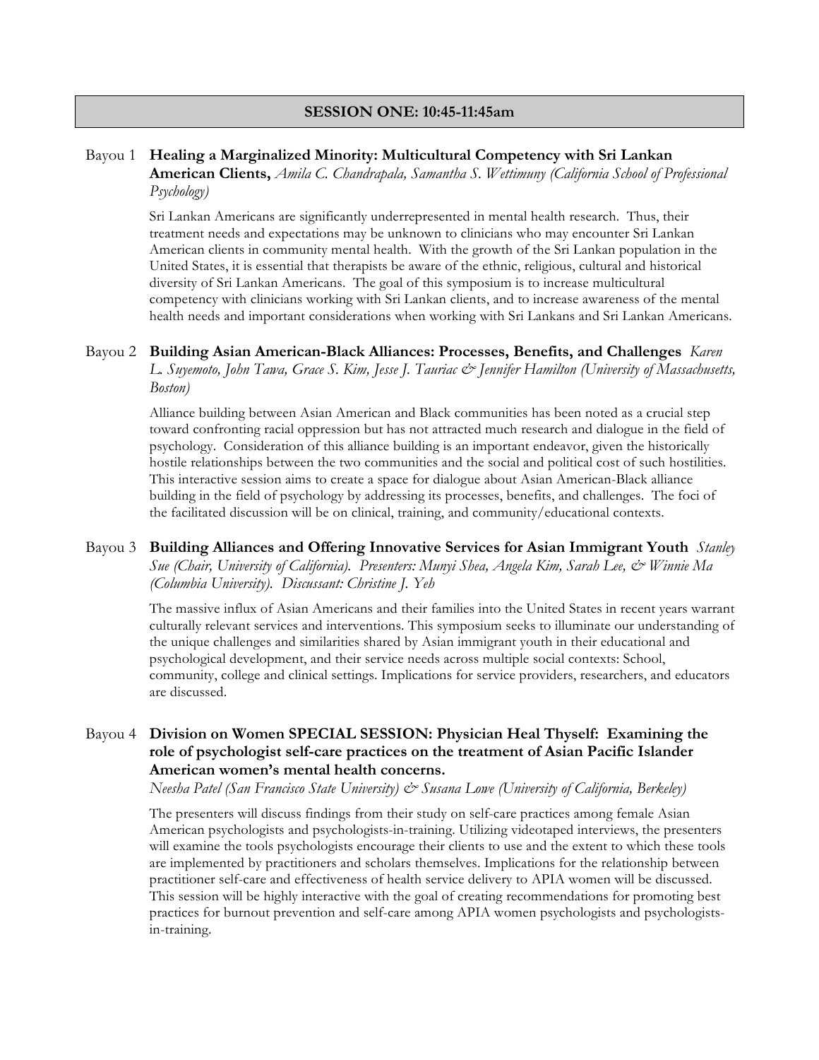## SESSION ONE: 10:45-11:45am

Bayou 1 **Healing a Marginalized Minority: Multicultural Competency with Sri Lankan American Clients,** *Amila C. Chandrapala, Samantha S. Wettimuny (California School of Professional Psychology)*

Sri Lankan Americans are significantly underrepresented in mental health research. Thus, their treatment needs and expectations may be unknown to clinicians who may encounter Sri Lankan American clients in community mental health. With the growth of the Sri Lankan population in the United States, it is essential that therapists be aware of the ethnic, religious, cultural and historical diversity of Sri Lankan Americans. The goal of this symposium is to increase multicultural competency with clinicians working with Sri Lankan clients, and to increase awareness of the mental health needs and important considerations when working with Sri Lankans and Sri Lankan Americans.

Bayou 2 **Building Asian American-Black Alliances: Processes, Benefits, and Challenges** *Karen L. Suyemoto, John Tawa, Grace S. Kim, Jesse J. Tauriac & Jennifer Hamilton (University of Massachusetts, Boston)*

Alliance building between Asian American and Black communities has been noted as a crucial step toward confronting racial oppression but has not attracted much research and dialogue in the field of psychology. Consideration of this alliance building is an important endeavor, given the historically hostile relationships between the two communities and the social and political cost of such hostilities. This interactive session aims to create a space for dialogue about Asian American-Black alliance building in the field of psychology by addressing its processes, benefits, and challenges. The foci of the facilitated discussion will be on clinical, training, and community/educational contexts.

Bayou 3 **Building Alliances and Offering Innovative Services for Asian Immigrant Youth** *Stanley Sue (Chair, University of California). Presenters: Munyi Shea, Angela Kim, Sarah Lee, & Winnie Ma (Columbia University). Discussant: Christine J. Yeh*

The massive influx of Asian Americans and their families into the United States in recent years warrant culturally relevant services and interventions. This symposium seeks to illuminate our understanding of the unique challenges and similarities shared by Asian immigrant youth in their educational and psychological development, and their service needs across multiple social contexts: School, community, college and clinical settings. Implications for service providers, researchers, and educators are discussed.

Bayou 4 **Division on Women SPECIAL SESSION: Physician Heal Thyself: Examining the role of psychologist self-care practices on the treatment of Asian Pacific Islander American women's mental health concerns.**
*Neesha Patel (San Francisco State University) & Susana Lowe (University of California, Berkeley)*

The presenters will discuss findings from their study on self-care practices among female Asian American psychologists and psychologists-in-training. Utilizing videotaped interviews, the presenters will examine the tools psychologists encourage their clients to use and the extent to which these tools are implemented by practitioners and scholars themselves. Implications for the relationship between practitioner self-care and effectiveness of health service delivery to APIA women will be discussed. This session will be highly interactive with the goal of creating recommendations for promoting best practices for burnout prevention and self-care among APIA women psychologists and psychologists-in-training.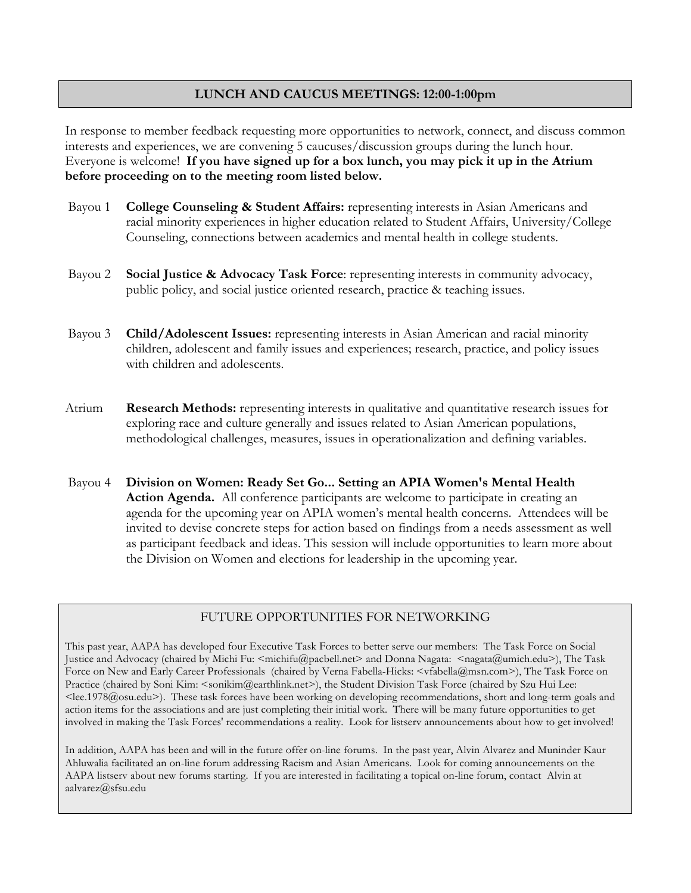## LUNCH AND CAUCUS MEETINGS: 12:00-1:00pm

In response to member feedback requesting more opportunities to network, connect, and discuss common interests and experiences, we are convening 5 caucuses/discussion groups during the lunch hour. Everyone is welcome! **If you have signed up for a box lunch, you may pick it up in the Atrium before proceeding on to the meeting room listed below.**

Bayou 1 — **College Counseling & Student Affairs:** representing interests in Asian Americans and racial minority experiences in higher education related to Student Affairs, University/College Counseling, connections between academics and mental health in college students.

Bayou 2 — **Social Justice & Advocacy Task Force**: representing interests in community advocacy, public policy, and social justice oriented research, practice & teaching issues.

Bayou 3 — **Child/Adolescent Issues:** representing interests in Asian American and racial minority children, adolescent and family issues and experiences; research, practice, and policy issues with children and adolescents.

Atrium — **Research Methods:** representing interests in qualitative and quantitative research issues for exploring race and culture generally and issues related to Asian American populations, methodological challenges, measures, issues in operationalization and defining variables.

Bayou 4 — **Division on Women: Ready Set Go... Setting an APIA Women's Mental Health Action Agenda.** All conference participants are welcome to participate in creating an agenda for the upcoming year on APIA women's mental health concerns. Attendees will be invited to devise concrete steps for action based on findings from a needs assessment as well as participant feedback and ideas. This session will include opportunities to learn more about the Division on Women and elections for leadership in the upcoming year.

## FUTURE OPPORTUNITIES FOR NETWORKING

This past year, AAPA has developed four Executive Task Forces to better serve our members: The Task Force on Social Justice and Advocacy (chaired by Michi Fu: <michifu@pacbell.net> and Donna Nagata: <nagata@umich.edu>), The Task Force on New and Early Career Professionals (chaired by Verna Fabella-Hicks: <vfabella@msn.com>), The Task Force on Practice (chaired by Soni Kim: <sonikim@earthlink.net>), the Student Division Task Force (chaired by Szu Hui Lee: <lee.1978@osu.edu>). These task forces have been working on developing recommendations, short and long-term goals and action items for the associations and are just completing their initial work. There will be many future opportunities to get involved in making the Task Forces' recommendations a reality. Look for listserv announcements about how to get involved!

In addition, AAPA has been and will in the future offer on-line forums. In the past year, Alvin Alvarez and Muninder Kaur Ahluwalia facilitated an on-line forum addressing Racism and Asian Americans. Look for coming announcements on the AAPA listserv about new forums starting. If you are interested in facilitating a topical on-line forum, contact Alvin at aalvarez@sfsu.edu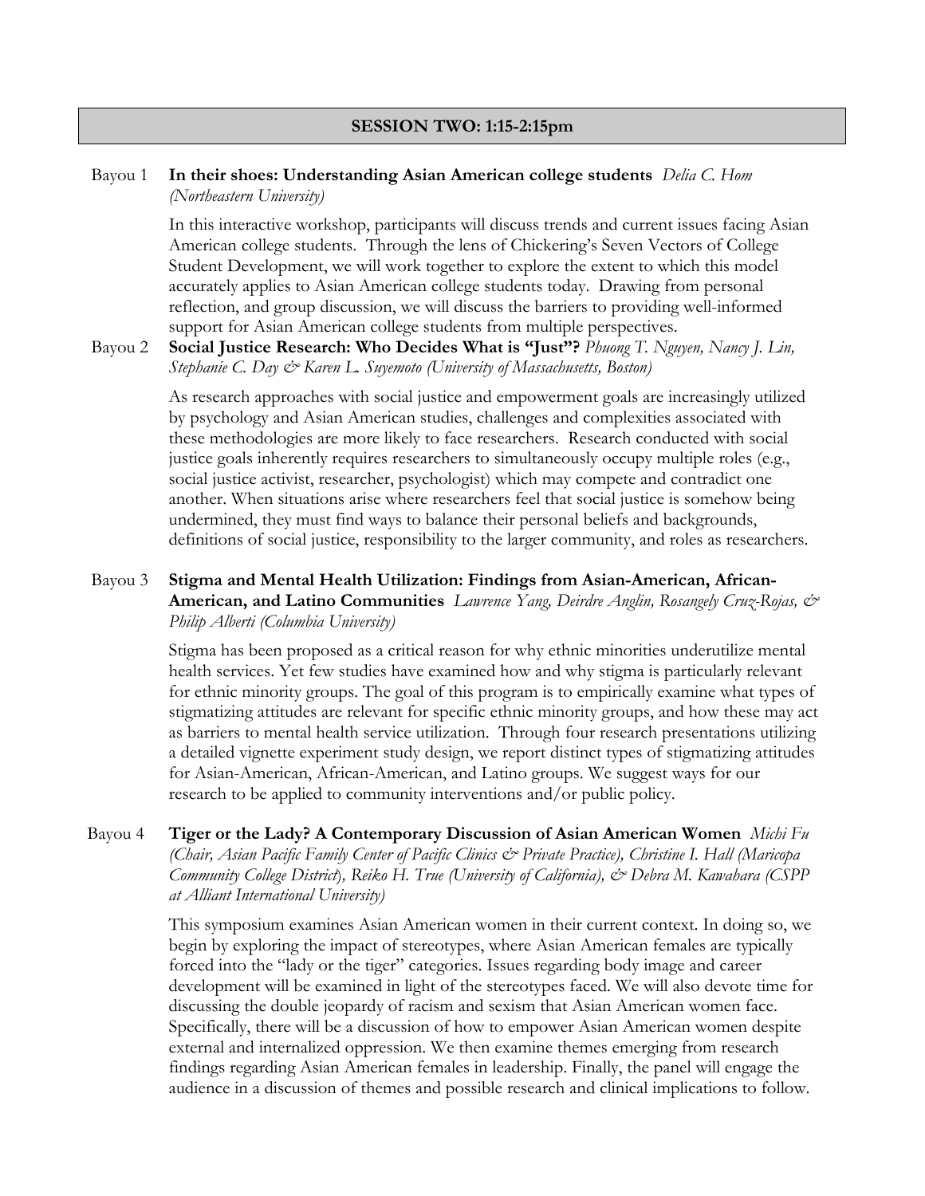## SESSION TWO: 1:15-2:15pm

Bayou 1 **In their shoes: Understanding Asian American college students** *Delia C. Hom (Northeastern University)*

In this interactive workshop, participants will discuss trends and current issues facing Asian American college students. Through the lens of Chickering's Seven Vectors of College Student Development, we will work together to explore the extent to which this model accurately applies to Asian American college students today. Drawing from personal reflection, and group discussion, we will discuss the barriers to providing well-informed support for Asian American college students from multiple perspectives.

Bayou 2 **Social Justice Research: Who Decides What is "Just"?** *Phuong T. Nguyen, Nancy J. Lin, Stephanie C. Day & Karen L. Suyemoto (University of Massachusetts, Boston)*

As research approaches with social justice and empowerment goals are increasingly utilized by psychology and Asian American studies, challenges and complexities associated with these methodologies are more likely to face researchers. Research conducted with social justice goals inherently requires researchers to simultaneously occupy multiple roles (e.g., social justice activist, researcher, psychologist) which may compete and contradict one another. When situations arise where researchers feel that social justice is somehow being undermined, they must find ways to balance their personal beliefs and backgrounds, definitions of social justice, responsibility to the larger community, and roles as researchers.

Bayou 3 **Stigma and Mental Health Utilization: Findings from Asian-American, African-American, and Latino Communities** *Lawrence Yang, Deirdre Anglin, Rosangely Cruz-Rojas, & Philip Alberti (Columbia University)*

Stigma has been proposed as a critical reason for why ethnic minorities underutilize mental health services. Yet few studies have examined how and why stigma is particularly relevant for ethnic minority groups. The goal of this program is to empirically examine what types of stigmatizing attitudes are relevant for specific ethnic minority groups, and how these may act as barriers to mental health service utilization. Through four research presentations utilizing a detailed vignette experiment study design, we report distinct types of stigmatizing attitudes for Asian-American, African-American, and Latino groups. We suggest ways for our research to be applied to community interventions and/or public policy.

Bayou 4 **Tiger or the Lady? A Contemporary Discussion of Asian American Women** *Michi Fu (Chair, Asian Pacific Family Center of Pacific Clinics & Private Practice), Christine I. Hall (Maricopa Community College District), Reiko H. True (University of California), & Debra M. Kawahara (CSPP at Alliant International University)*

This symposium examines Asian American women in their current context. In doing so, we begin by exploring the impact of stereotypes, where Asian American females are typically forced into the "lady or the tiger" categories. Issues regarding body image and career development will be examined in light of the stereotypes faced. We will also devote time for discussing the double jeopardy of racism and sexism that Asian American women face. Specifically, there will be a discussion of how to empower Asian American women despite external and internalized oppression. We then examine themes emerging from research findings regarding Asian American females in leadership. Finally, the panel will engage the audience in a discussion of themes and possible research and clinical implications to follow.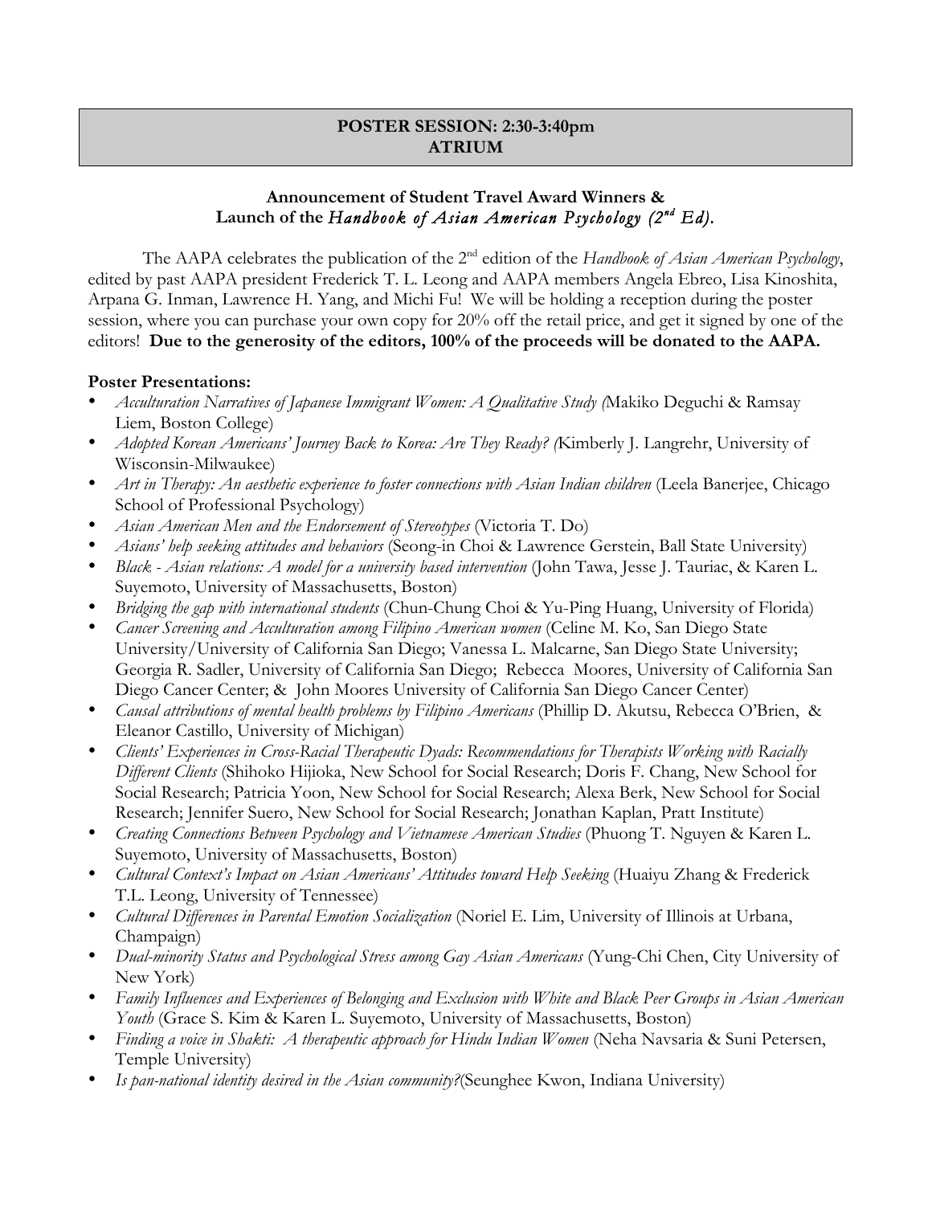## POSTER SESSION: 2:30-3:40pm
## ATRIUM

**Announcement of Student Travel Award Winners &**
**Launch of the *Handbook of Asian American Psychology (2nd Ed).***

The AAPA celebrates the publication of the 2nd edition of the *Handbook of Asian American Psychology*, edited by past AAPA president Frederick T. L. Leong and AAPA members Angela Ebreo, Lisa Kinoshita, Arpana G. Inman, Lawrence H. Yang, and Michi Fu! We will be holding a reception during the poster session, where you can purchase your own copy for 20% off the retail price, and get it signed by one of the editors! **Due to the generosity of the editors, 100% of the proceeds will be donated to the AAPA.**

**Poster Presentations:**

- *Acculturation Narratives of Japanese Immigrant Women: A Qualitative Study (*Makiko Deguchi & Ramsay Liem, Boston College)
- *Adopted Korean Americans' Journey Back to Korea: Are They Ready? (*Kimberly J. Langrehr, University of Wisconsin-Milwaukee)
- *Art in Therapy: An aesthetic experience to foster connections with Asian Indian children* (Leela Banerjee, Chicago School of Professional Psychology)
- *Asian American Men and the Endorsement of Stereotypes* (Victoria T. Do)
- *Asians' help seeking attitudes and behaviors* (Seong-in Choi & Lawrence Gerstein, Ball State University)
- *Black - Asian relations: A model for a university based intervention* (John Tawa, Jesse J. Tauriac, & Karen L. Suyemoto, University of Massachusetts, Boston)
- *Bridging the gap with international students* (Chun-Chung Choi & Yu-Ping Huang, University of Florida)
- *Cancer Screening and Acculturation among Filipino American women* (Celine M. Ko, San Diego State University/University of California San Diego; Vanessa L. Malcarne, San Diego State University; Georgia R. Sadler, University of California San Diego; Rebecca Moores, University of California San Diego Cancer Center; & John Moores University of California San Diego Cancer Center)
- *Causal attributions of mental health problems by Filipino Americans* (Phillip D. Akutsu, Rebecca O'Brien, & Eleanor Castillo, University of Michigan)
- *Clients' Experiences in Cross-Racial Therapeutic Dyads: Recommendations for Therapists Working with Racially Different Clients* (Shihoko Hijioka, New School for Social Research; Doris F. Chang, New School for Social Research; Patricia Yoon, New School for Social Research; Alexa Berk, New School for Social Research; Jennifer Suero, New School for Social Research; Jonathan Kaplan, Pratt Institute)
- *Creating Connections Between Psychology and Vietnamese American Studies* (Phuong T. Nguyen & Karen L. Suyemoto, University of Massachusetts, Boston)
- *Cultural Context's Impact on Asian Americans' Attitudes toward Help Seeking* (Huaiyu Zhang & Frederick T.L. Leong, University of Tennessee)
- *Cultural Differences in Parental Emotion Socialization* (Noriel E. Lim, University of Illinois at Urbana, Champaign)
- *Dual-minority Status and Psychological Stress among Gay Asian Americans* (Yung-Chi Chen, City University of New York)
- *Family Influences and Experiences of Belonging and Exclusion with White and Black Peer Groups in Asian American Youth* (Grace S. Kim & Karen L. Suyemoto, University of Massachusetts, Boston)
- *Finding a voice in Shakti: A therapeutic approach for Hindu Indian Women* (Neha Navsaria & Suni Petersen, Temple University)
- *Is pan-national identity desired in the Asian community?*(Seunghee Kwon, Indiana University)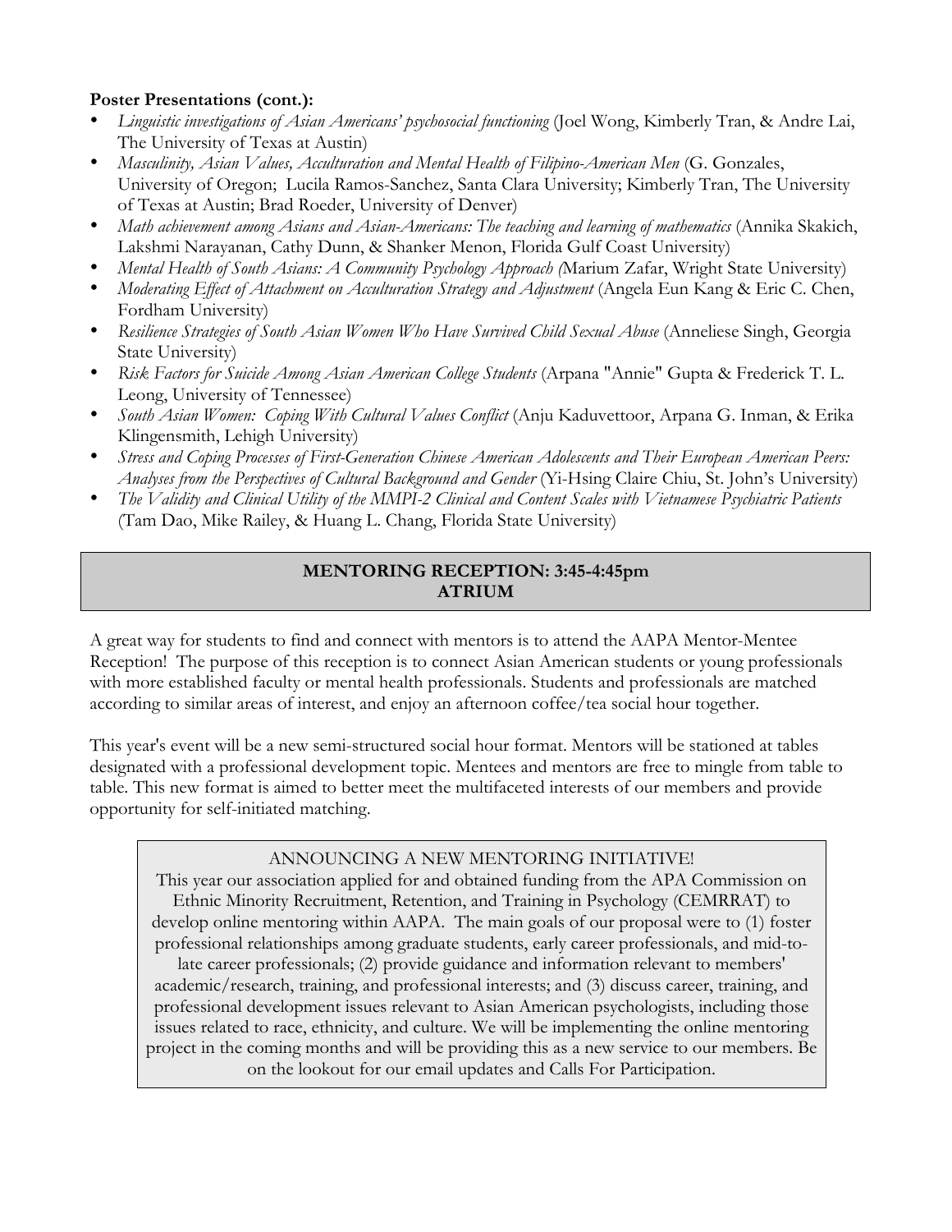**Poster Presentations (cont.):**

- *Linguistic investigations of Asian Americans' psychosocial functioning* (Joel Wong, Kimberly Tran, & Andre Lai, The University of Texas at Austin)
- *Masculinity, Asian Values, Acculturation and Mental Health of Filipino-American Men* (G. Gonzales, University of Oregon; Lucila Ramos-Sanchez, Santa Clara University; Kimberly Tran, The University of Texas at Austin; Brad Roeder, University of Denver)
- *Math achievement among Asians and Asian-Americans: The teaching and learning of mathematics* (Annika Skakich, Lakshmi Narayanan, Cathy Dunn, & Shanker Menon, Florida Gulf Coast University)
- *Mental Health of South Asians: A Community Psychology Approach (*Marium Zafar, Wright State University)
- *Moderating Effect of Attachment on Acculturation Strategy and Adjustment* (Angela Eun Kang & Eric C. Chen, Fordham University)
- *Resilience Strategies of South Asian Women Who Have Survived Child Sexual Abuse* (Anneliese Singh, Georgia State University)
- *Risk Factors for Suicide Among Asian American College Students* (Arpana "Annie" Gupta & Frederick T. L. Leong, University of Tennessee)
- *South Asian Women: Coping With Cultural Values Conflict* (Anju Kaduvettoor, Arpana G. Inman, & Erika Klingensmith, Lehigh University)
- *Stress and Coping Processes of First-Generation Chinese American Adolescents and Their European American Peers: Analyses from the Perspectives of Cultural Background and Gender (*Yi-Hsing Claire Chiu, St. John's University)
- *The Validity and Clinical Utility of the MMPI-2 Clinical and Content Scales with Vietnamese Psychiatric Patients (*Tam Dao, Mike Railey, & Huang L. Chang, Florida State University)

## MENTORING RECEPTION: 3:45-4:45pm ATRIUM

A great way for students to find and connect with mentors is to attend the AAPA Mentor-Mentee Reception! The purpose of this reception is to connect Asian American students or young professionals with more established faculty or mental health professionals. Students and professionals are matched according to similar areas of interest, and enjoy an afternoon coffee/tea social hour together.

This year's event will be a new semi-structured social hour format. Mentors will be stationed at tables designated with a professional development topic. Mentees and mentors are free to mingle from table to table. This new format is aimed to better meet the multifaceted interests of our members and provide opportunity for self-initiated matching.

ANNOUNCING A NEW MENTORING INITIATIVE!

This year our association applied for and obtained funding from the APA Commission on Ethnic Minority Recruitment, Retention, and Training in Psychology (CEMRRAT) to develop online mentoring within AAPA. The main goals of our proposal were to (1) foster professional relationships among graduate students, early career professionals, and mid-to-late career professionals; (2) provide guidance and information relevant to members' academic/research, training, and professional interests; and (3) discuss career, training, and professional development issues relevant to Asian American psychologists, including those issues related to race, ethnicity, and culture. We will be implementing the online mentoring project in the coming months and will be providing this as a new service to our members. Be on the lookout for our email updates and Calls For Participation.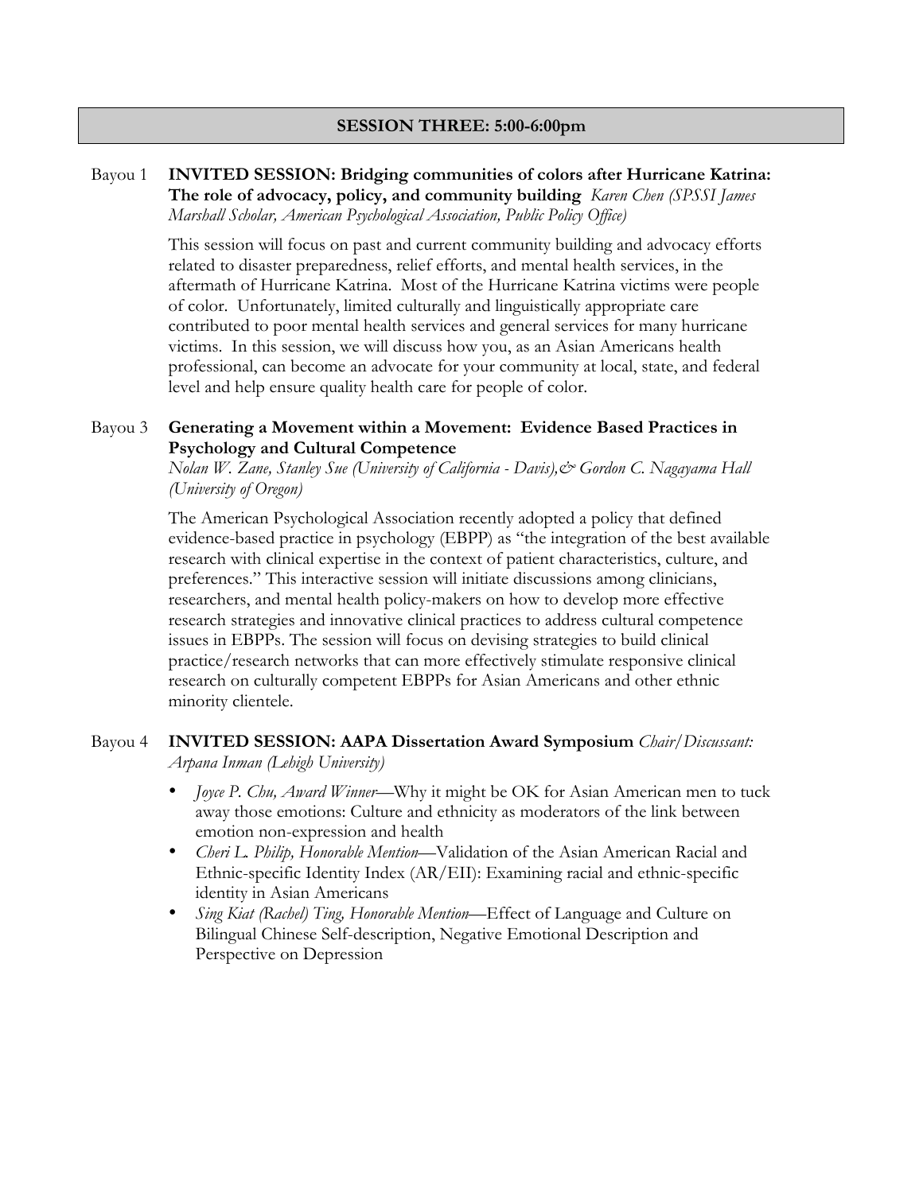## SESSION THREE: 5:00-6:00pm

Bayou 1 **INVITED SESSION: Bridging communities of colors after Hurricane Katrina: The role of advocacy, policy, and community building** *Karen Chen (SPSSI James Marshall Scholar, American Psychological Association, Public Policy Office)*

This session will focus on past and current community building and advocacy efforts related to disaster preparedness, relief efforts, and mental health services, in the aftermath of Hurricane Katrina. Most of the Hurricane Katrina victims were people of color. Unfortunately, limited culturally and linguistically appropriate care contributed to poor mental health services and general services for many hurricane victims. In this session, we will discuss how you, as an Asian Americans health professional, can become an advocate for your community at local, state, and federal level and help ensure quality health care for people of color.

Bayou 3 **Generating a Movement within a Movement: Evidence Based Practices in Psychology and Cultural Competence**
*Nolan W. Zane, Stanley Sue (University of California - Davis),& Gordon C. Nagayama Hall (University of Oregon)*

The American Psychological Association recently adopted a policy that defined evidence-based practice in psychology (EBPP) as "the integration of the best available research with clinical expertise in the context of patient characteristics, culture, and preferences." This interactive session will initiate discussions among clinicians, researchers, and mental health policy-makers on how to develop more effective research strategies and innovative clinical practices to address cultural competence issues in EBPPs. The session will focus on devising strategies to build clinical practice/research networks that can more effectively stimulate responsive clinical research on culturally competent EBPPs for Asian Americans and other ethnic minority clientele.

Bayou 4 **INVITED SESSION: AAPA Dissertation Award Symposium** *Chair/Discussant: Arpana Inman (Lehigh University)*

- *Joyce P. Chu, Award Winner*—Why it might be OK for Asian American men to tuck away those emotions: Culture and ethnicity as moderators of the link between emotion non-expression and health
- *Cheri L. Philip, Honorable Mention*—Validation of the Asian American Racial and Ethnic-specific Identity Index (AR/EII): Examining racial and ethnic-specific identity in Asian Americans
- *Sing Kiat (Rachel) Ting, Honorable Mention*—Effect of Language and Culture on Bilingual Chinese Self-description, Negative Emotional Description and Perspective on Depression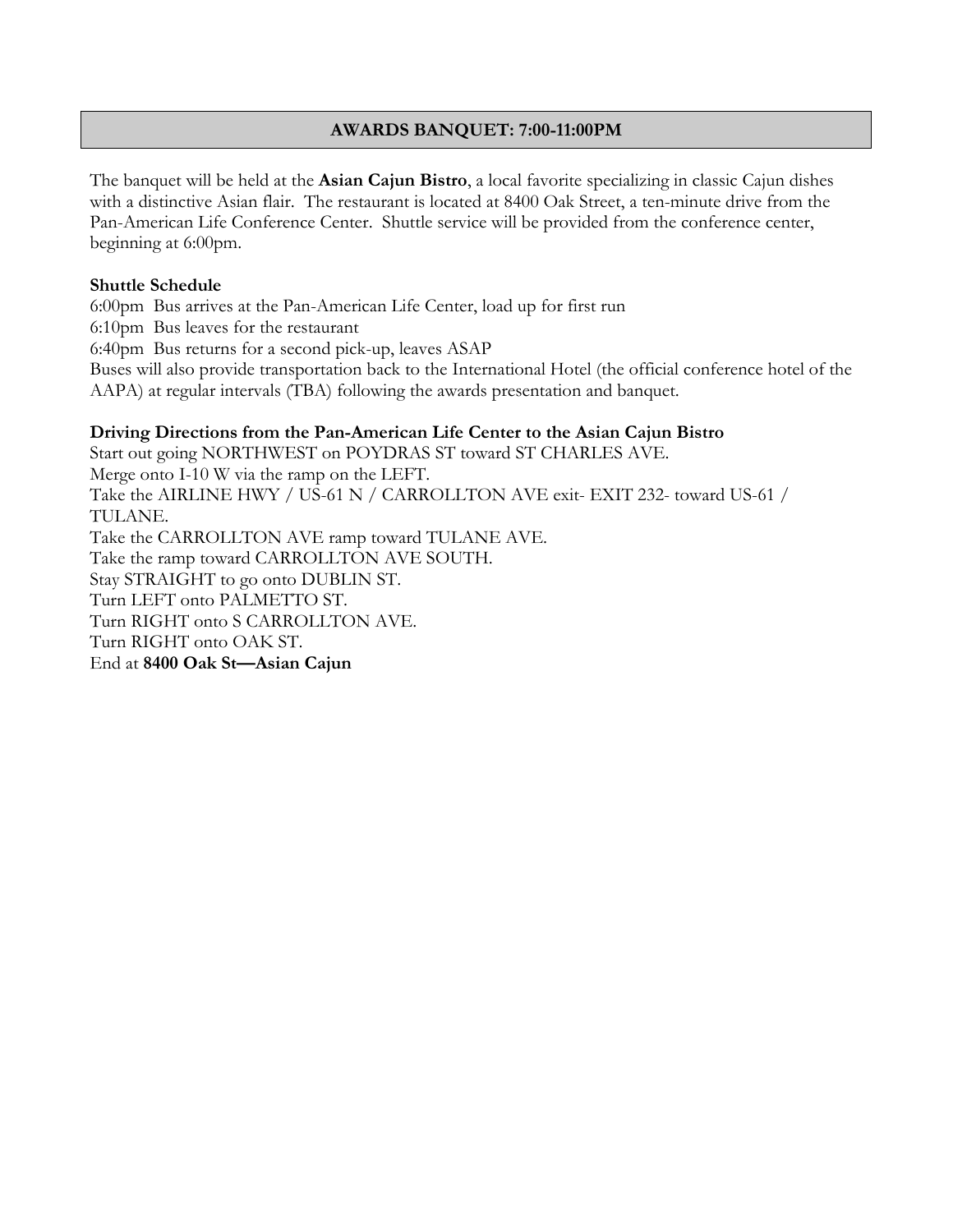## AWARDS BANQUET: 7:00-11:00PM

The banquet will be held at the **Asian Cajun Bistro**, a local favorite specializing in classic Cajun dishes with a distinctive Asian flair. The restaurant is located at 8400 Oak Street, a ten-minute drive from the Pan-American Life Conference Center. Shuttle service will be provided from the conference center, beginning at 6:00pm.

**Shuttle Schedule**

6:00pm Bus arrives at the Pan-American Life Center, load up for first run
6:10pm Bus leaves for the restaurant
6:40pm Bus returns for a second pick-up, leaves ASAP
Buses will also provide transportation back to the International Hotel (the official conference hotel of the AAPA) at regular intervals (TBA) following the awards presentation and banquet.

**Driving Directions from the Pan-American Life Center to the Asian Cajun Bistro**

Start out going NORTHWEST on POYDRAS ST toward ST CHARLES AVE.
Merge onto I-10 W via the ramp on the LEFT.
Take the AIRLINE HWY / US-61 N / CARROLLTON AVE exit- EXIT 232- toward US-61 / TULANE.
Take the CARROLLTON AVE ramp toward TULANE AVE.
Take the ramp toward CARROLLTON AVE SOUTH.
Stay STRAIGHT to go onto DUBLIN ST.
Turn LEFT onto PALMETTO ST.
Turn RIGHT onto S CARROLLTON AVE.
Turn RIGHT onto OAK ST.
End at **8400 Oak St—Asian Cajun**